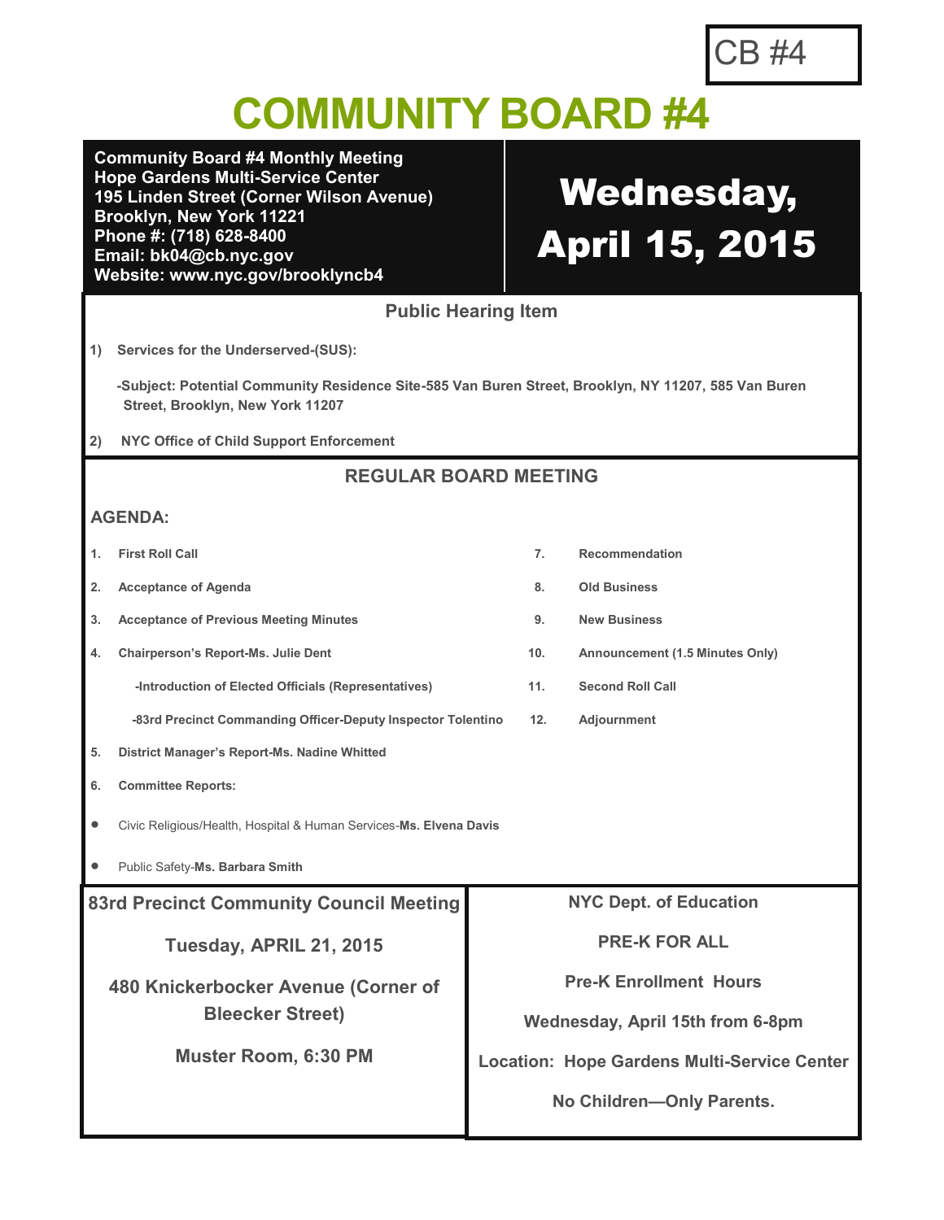CB #4

# COMMUNITY BOARD #4

**Community Board #4 Monthly Meeting**
**Hope Gardens Multi-Service Center**
**195 Linden Street (Corner Wilson Avenue)**
**Brooklyn, New York 11221**
**Phone #: (718) 628-8400**
**Email: bk04@cb.nyc.gov**
**Website: www.nyc.gov/brooklyncb4**

## Wednesday, April 15, 2015

### Public Hearing Item

1) **Services for the Underserved-(SUS):**

   **-Subject: Potential Community Residence Site-585 Van Buren Street, Brooklyn, NY 11207, 585 Van Buren Street, Brooklyn, New York 11207**

2) **NYC Office of Child Support Enforcement**

### REGULAR BOARD MEETING

**AGENDA:**

1. **First Roll Call**
2. **Acceptance of Agenda**
3. **Acceptance of Previous Meeting Minutes**
4. **Chairperson's Report-Ms. Julie Dent**
   - **-Introduction of Elected Officials (Representatives)**
   - **-83rd Precinct Commanding Officer-Deputy Inspector Tolentino**
5. **District Manager's Report-Ms. Nadine Whitted**
6. **Committee Reports:**
   - Civic Religious/Health, Hospital & Human Services-**Ms. Elvena Davis**
   - Public Safety-**Ms. Barbara Smith**
7. **Recommendation**
8. **Old Business**
9. **New Business**
10. **Announcement (1.5 Minutes Only)**
11. **Second Roll Call**
12. **Adjournment**

**83rd Precinct Community Council Meeting**

**Tuesday, APRIL 21, 2015**

**480 Knickerbocker Avenue (Corner of Bleecker Street)**

**Muster Room, 6:30 PM**

**NYC Dept. of Education**

**PRE-K FOR ALL**

**Pre-K Enrollment Hours**

**Wednesday, April 15th from 6-8pm**

**Location: Hope Gardens Multi-Service Center**

**No Children—Only Parents.**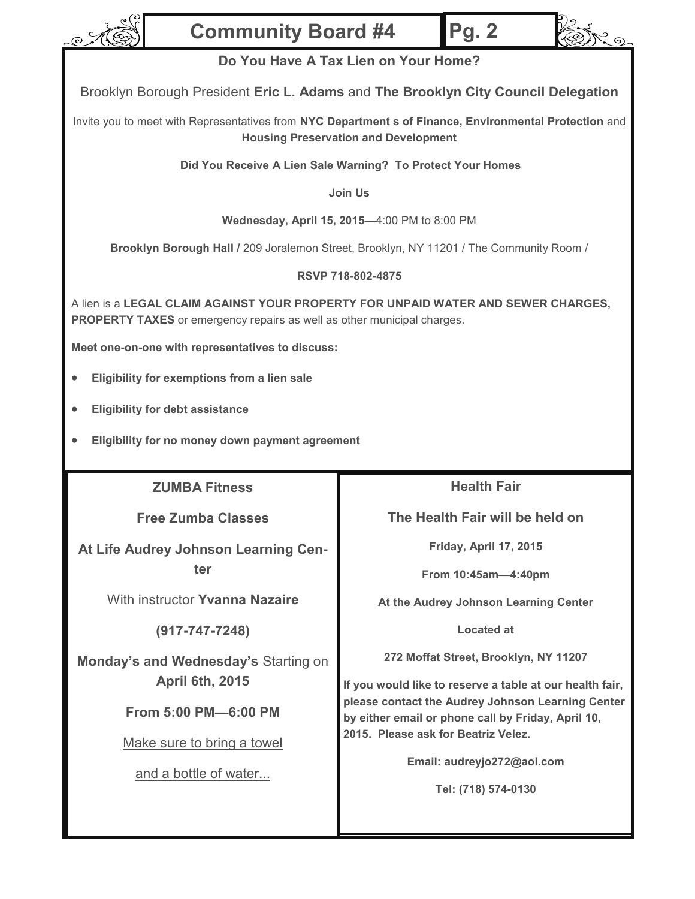## Do You Have A Tax Lien on Your Home?

Brooklyn Borough President **Eric L. Adams** and **The Brooklyn City Council Delegation**

Invite you to meet with Representatives from **NYC Department s of Finance, Environmental Protection** and **Housing Preservation and Development**

**Did You Receive A Lien Sale Warning? To Protect Your Homes**

**Join Us**

**Wednesday, April 15, 2015—**4:00 PM to 8:00 PM

**Brooklyn Borough Hall /** 209 Joralemon Street, Brooklyn, NY 11201 / The Community Room /

**RSVP 718-802-4875**

A lien is a **LEGAL CLAIM AGAINST YOUR PROPERTY FOR UNPAID WATER AND SEWER CHARGES, PROPERTY TAXES** or emergency repairs as well as other municipal charges.

**Meet one-on-one with representatives to discuss:**

- **Eligibility for exemptions from a lien sale**
- **Eligibility for debt assistance**
- **Eligibility for no money down payment agreement**

## ZUMBA Fitness

**Free Zumba Classes**

**At Life Audrey Johnson Learning Center**

With instructor **Yvanna Nazaire**

**(917-747-7248)**

**Monday's and Wednesday's** Starting on **April 6th, 2015**

**From 5:00 PM—6:00 PM**

Make sure to bring a towel

and a bottle of water...

## Health Fair

**The Health Fair will be held on**

**Friday, April 17, 2015**

**From 10:45am—4:40pm**

**At the Audrey Johnson Learning Center**

**Located at**

**272 Moffat Street, Brooklyn, NY 11207**

**If you would like to reserve a table at our health fair, please contact the Audrey Johnson Learning Center by either email or phone call by Friday, April 10, 2015. Please ask for Beatriz Velez.**

**Email: audreyjo272@aol.com**

**Tel: (718) 574-0130**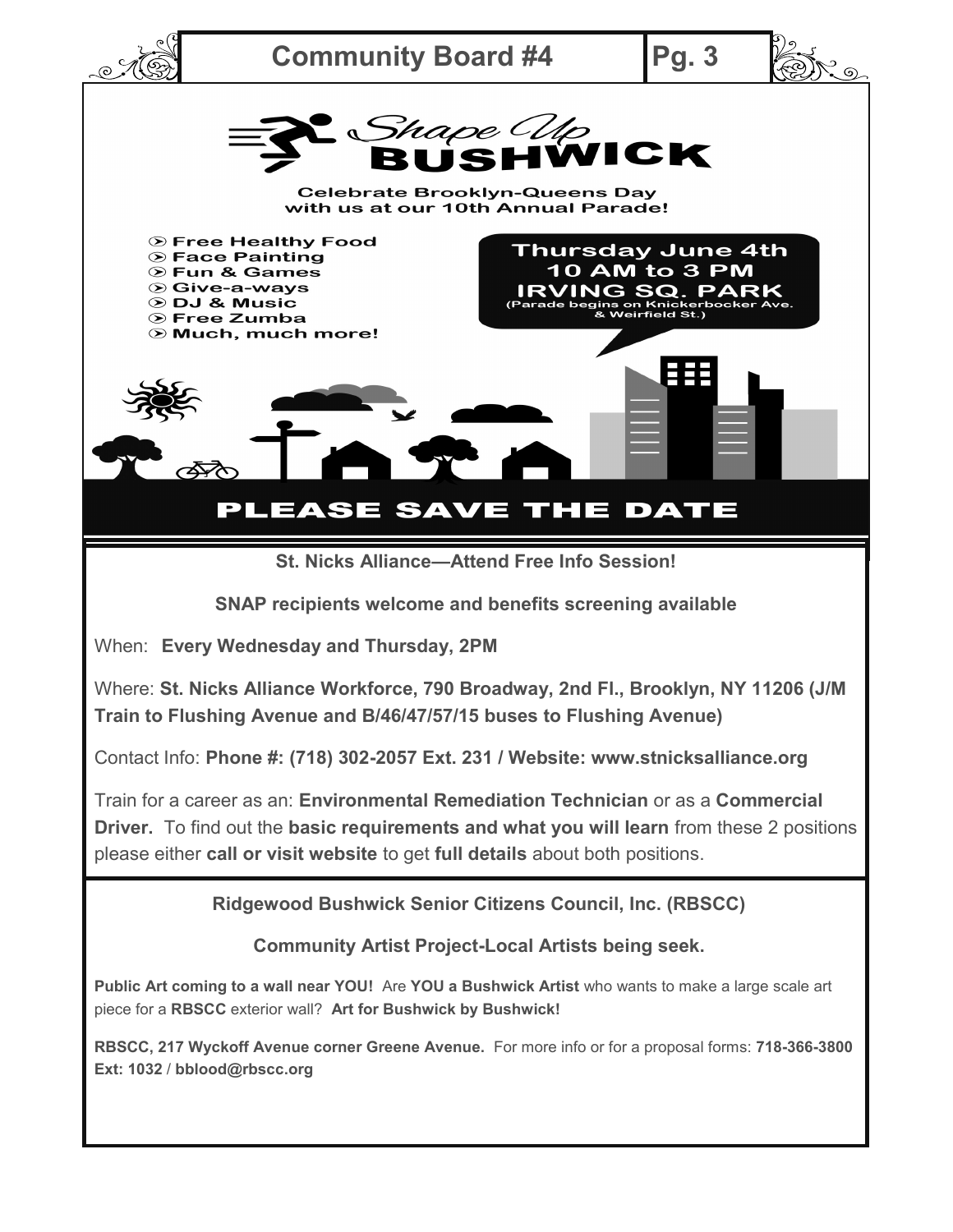# Shape Up BUSHWICK

**Celebrate Brooklyn-Queens Day with us at our 10th Annual Parade!**

- **Free Healthy Food**
- **Face Painting**
- **Fun & Games**
- **Give-a-ways**
- **DJ & Music**
- **Free Zumba**
- **Much, much more!**

**Thursday June 4th**
**10 AM to 3 PM**
**IRVING SQ. PARK**
**(Parade begins on Knickerbocker Ave. & Weirfield St.)**

## PLEASE SAVE THE DATE

---

**St. Nicks Alliance—Attend Free Info Session!**

**SNAP recipients welcome and benefits screening available**

When: **Every Wednesday and Thursday, 2PM**

Where: **St. Nicks Alliance Workforce, 790 Broadway, 2nd Fl., Brooklyn, NY 11206 (J/M Train to Flushing Avenue and B/46/47/57/15 buses to Flushing Avenue)**

Contact Info: **Phone #: (718) 302-2057 Ext. 231 / Website: www.stnicksalliance.org**

Train for a career as an: **Environmental Remediation Technician** or as a **Commercial Driver.** To find out the **basic requirements and what you will learn** from these 2 positions please either **call or visit website** to get **full details** about both positions.

---

**Ridgewood Bushwick Senior Citizens Council, Inc. (RBSCC)**

**Community Artist Project-Local Artists being seek.**

**Public Art coming to a wall near YOU!** Are **YOU a Bushwick Artist** who wants to make a large scale art piece for a **RBSCC** exterior wall? **Art for Bushwick by Bushwick!**

**RBSCC, 217 Wyckoff Avenue corner Greene Avenue.** For more info or for a proposal forms: **718-366-3800 Ext: 1032** / **bblood@rbscc.org**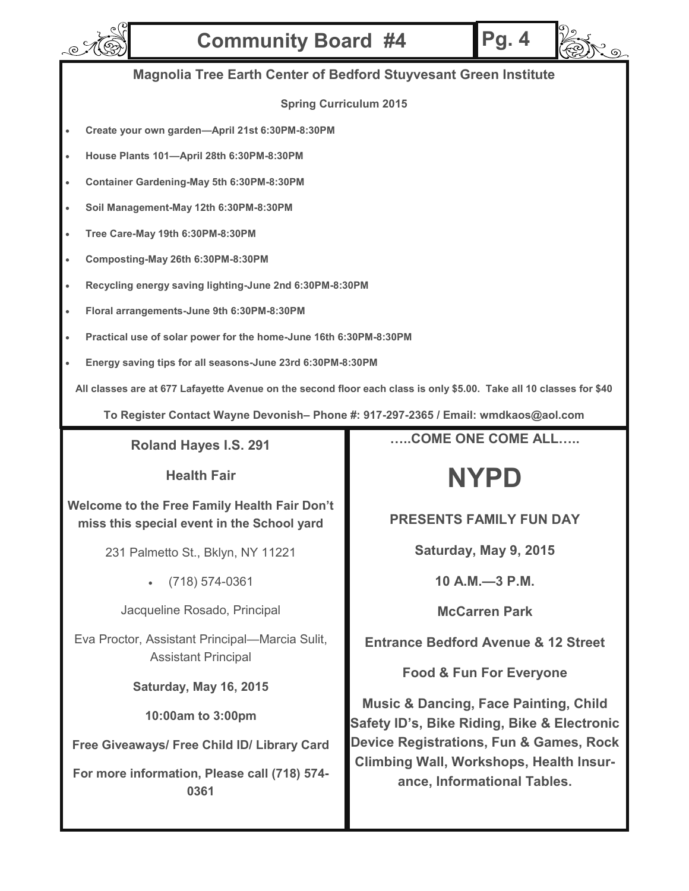## Magnolia Tree Earth Center of Bedford Stuyvesant Green Institute

**Spring Curriculum 2015**

- **Create your own garden—April 21st 6:30PM-8:30PM**
- **House Plants 101—April 28th 6:30PM-8:30PM**
- **Container Gardening-May 5th 6:30PM-8:30PM**
- **Soil Management-May 12th 6:30PM-8:30PM**
- **Tree Care-May 19th 6:30PM-8:30PM**
- **Composting-May 26th 6:30PM-8:30PM**
- **Recycling energy saving lighting-June 2nd 6:30PM-8:30PM**
- **Floral arrangements-June 9th 6:30PM-8:30PM**
- **Practical use of solar power for the home-June 16th 6:30PM-8:30PM**
- **Energy saving tips for all seasons-June 23rd 6:30PM-8:30PM**

**All classes are at 677 Lafayette Avenue on the second floor each class is only $5.00. Take all 10 classes for $40**

**To Register Contact Wayne Devonish– Phone #: 917-297-2365 / Email: wmdkaos@aol.com**

---

**Roland Hayes I.S. 291**

**Health Fair**

**Welcome to the Free Family Health Fair Don't miss this special event in the School yard**

231 Palmetto St., Bklyn, NY 11221

- (718) 574-0361

Jacqueline Rosado, Principal

Eva Proctor, Assistant Principal—Marcia Sulit, Assistant Principal

**Saturday, May 16, 2015**

**10:00am to 3:00pm**

**Free Giveaways/ Free Child ID/ Library Card**

**For more information, Please call (718) 574-0361**

---

**…..COME ONE COME ALL…..**

# NYPD

**PRESENTS FAMILY FUN DAY**

**Saturday, May 9, 2015**

**10 A.M.—3 P.M.**

**McCarren Park**

**Entrance Bedford Avenue & 12 Street**

**Food & Fun For Everyone**

**Music & Dancing, Face Painting, Child Safety ID's, Bike Riding, Bike & Electronic Device Registrations, Fun & Games, Rock Climbing Wall, Workshops, Health Insurance, Informational Tables.**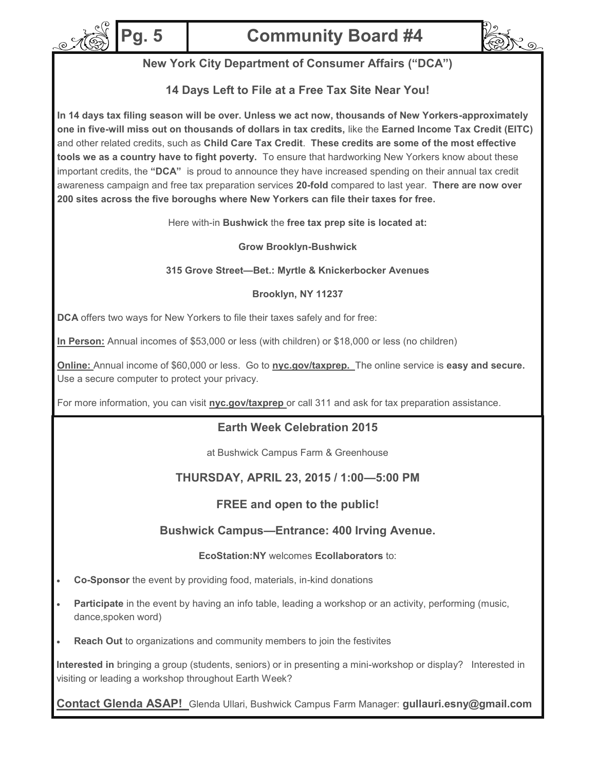## New York City Department of Consumer Affairs ("DCA")

### 14 Days Left to File at a Free Tax Site Near You!

**In 14 days tax filing season will be over. Unless we act now, thousands of New Yorkers-approximately one in five-will miss out on thousands of dollars in tax credits,** like the **Earned Income Tax Credit (EITC)** and other related credits, such as **Child Care Tax Credit**. **These credits are some of the most effective tools we as a country have to fight poverty.** To ensure that hardworking New Yorkers know about these important credits, the **"DCA"** is proud to announce they have increased spending on their annual tax credit awareness campaign and free tax preparation services **20-fold** compared to last year. **There are now over 200 sites across the five boroughs where New Yorkers can file their taxes for free.**

Here with-in **Bushwick** the **free tax prep site is located at:**

**Grow Brooklyn-Bushwick**

**315 Grove Street—Bet.: Myrtle & Knickerbocker Avenues**

**Brooklyn, NY 11237**

**DCA** offers two ways for New Yorkers to file their taxes safely and for free:

**In Person:** Annual incomes of $53,000 or less (with children) or $18,000 or less (no children)

**Online:** Annual income of $60,000 or less. Go to **nyc.gov/taxprep.** The online service is **easy and secure.** Use a secure computer to protect your privacy.

For more information, you can visit **nyc.gov/taxprep** or call 311 and ask for tax preparation assistance.

## Earth Week Celebration 2015

at Bushwick Campus Farm & Greenhouse

### THURSDAY, APRIL 23, 2015 / 1:00—5:00 PM

### FREE and open to the public!

### Bushwick Campus—Entrance: 400 Irving Avenue.

**EcoStation:NY** welcomes **Ecollaborators** to:

- **Co-Sponsor** the event by providing food, materials, in-kind donations
- **Participate** in the event by having an info table, leading a workshop or an activity, performing (music, dance,spoken word)
- **Reach Out** to organizations and community members to join the festivites

**Interested in** bringing a group (students, seniors) or in presenting a mini-workshop or display? Interested in visiting or leading a workshop throughout Earth Week?

**Contact Glenda ASAP!** Glenda Ullari, Bushwick Campus Farm Manager: **gullauri.esny@gmail.com**